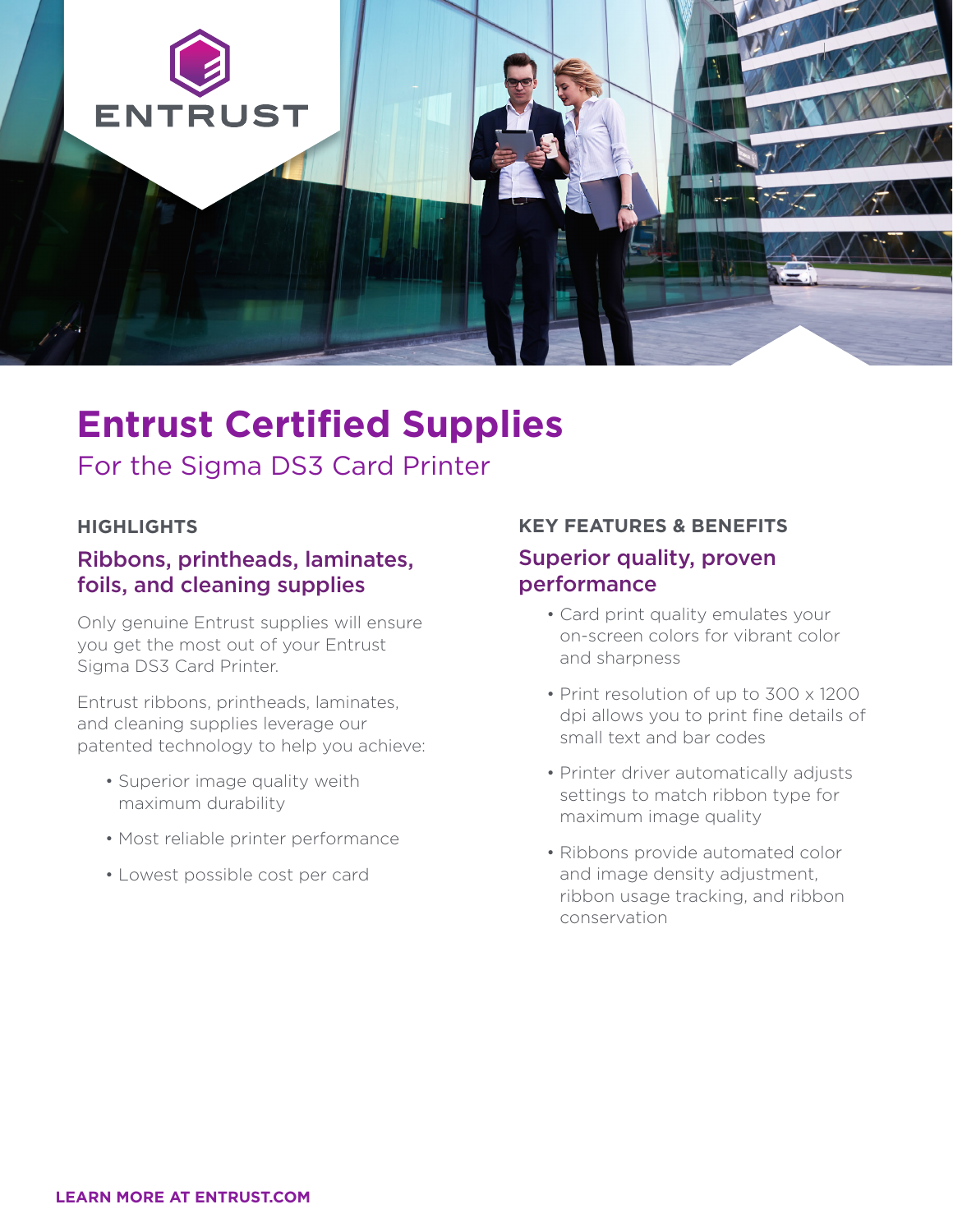ENTRUST

# Entrust Certified Supplies

## For the Sigma DS3 Card Printer

### HIGHLIGHTS

#### Ribbons, printheads, laminates, foils, and cleaning supplies

Only genuine Entrust supplies will ensure you get the most out of your Entrust Sigma DS3 Card Printer.

Entrust ribbons, printheads, laminates, and cleaning supplies leverage our patented technology to help you achieve:

- Superior image quality weith maximum durability
- Most reliable printer performance
- Lowest possible cost per card

### KEY FEATURES & BENEFITS

#### Superior quality, proven performance

- Card print quality emulates your on-screen colors for vibrant color and sharpness
- Print resolution of up to 300 x 1200 dpi allows you to print fine details of small text and bar codes
- Printer driver automatically adjusts settings to match ribbon type for maximum image quality
- Ribbons provide automated color and image density adjustment, ribbon usage tracking, and ribbon conservation

**LEARN MORE AT ENTRUST.COM**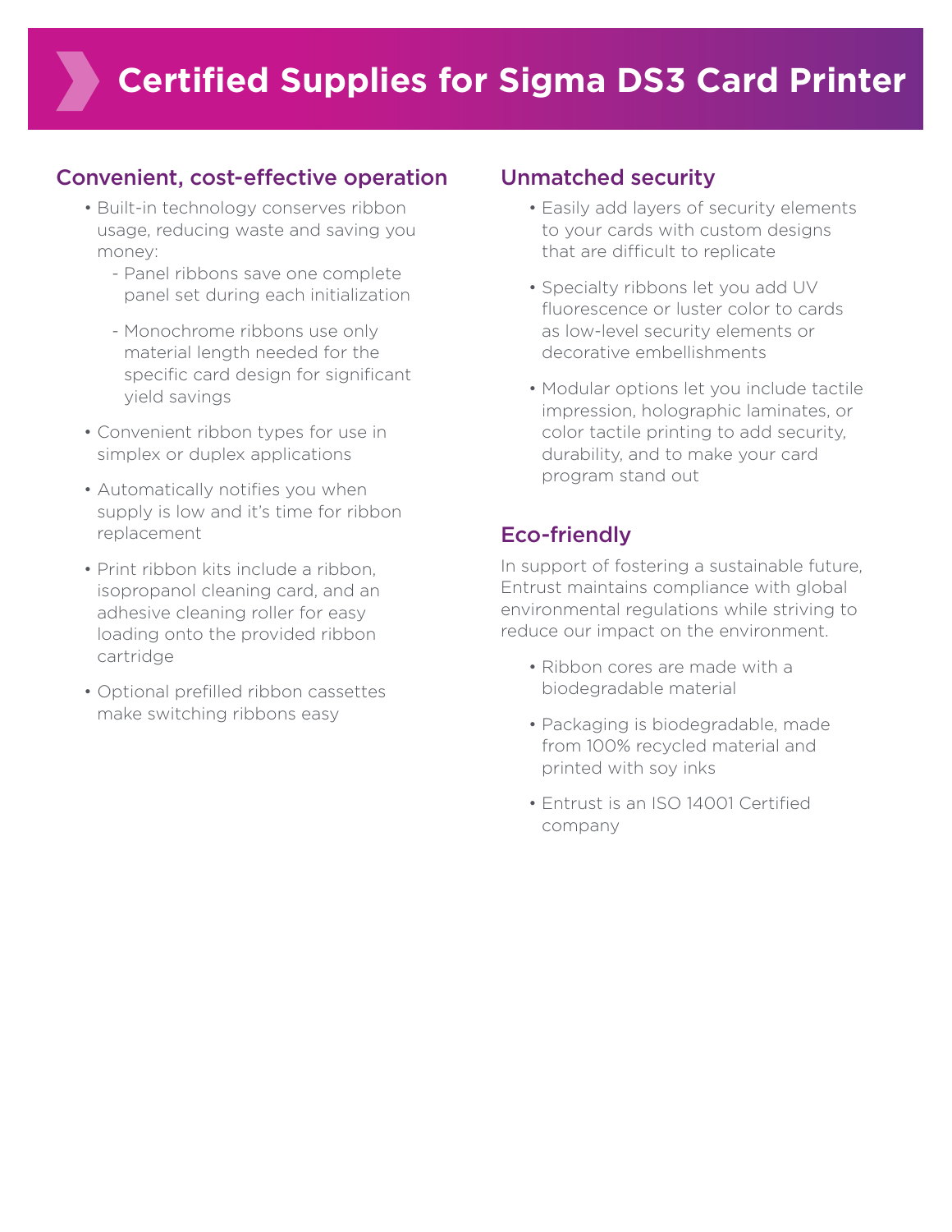# Certified Supplies for Sigma DS3 Card Printer

## Convenient, cost-effective operation

- Built-in technology conserves ribbon usage, reducing waste and saving you money:
  - Panel ribbons save one complete panel set during each initialization
  - Monochrome ribbons use only material length needed for the specific card design for significant yield savings
- Convenient ribbon types for use in simplex or duplex applications
- Automatically notifies you when supply is low and it's time for ribbon replacement
- Print ribbon kits include a ribbon, isopropanol cleaning card, and an adhesive cleaning roller for easy loading onto the provided ribbon cartridge
- Optional prefilled ribbon cassettes make switching ribbons easy

## Unmatched security

- Easily add layers of security elements to your cards with custom designs that are difficult to replicate
- Specialty ribbons let you add UV fluorescence or luster color to cards as low-level security elements or decorative embellishments
- Modular options let you include tactile impression, holographic laminates, or color tactile printing to add security, durability, and to make your card program stand out

## Eco-friendly

In support of fostering a sustainable future, Entrust maintains compliance with global environmental regulations while striving to reduce our impact on the environment.

- Ribbon cores are made with a biodegradable material
- Packaging is biodegradable, made from 100% recycled material and printed with soy inks
- Entrust is an ISO 14001 Certified company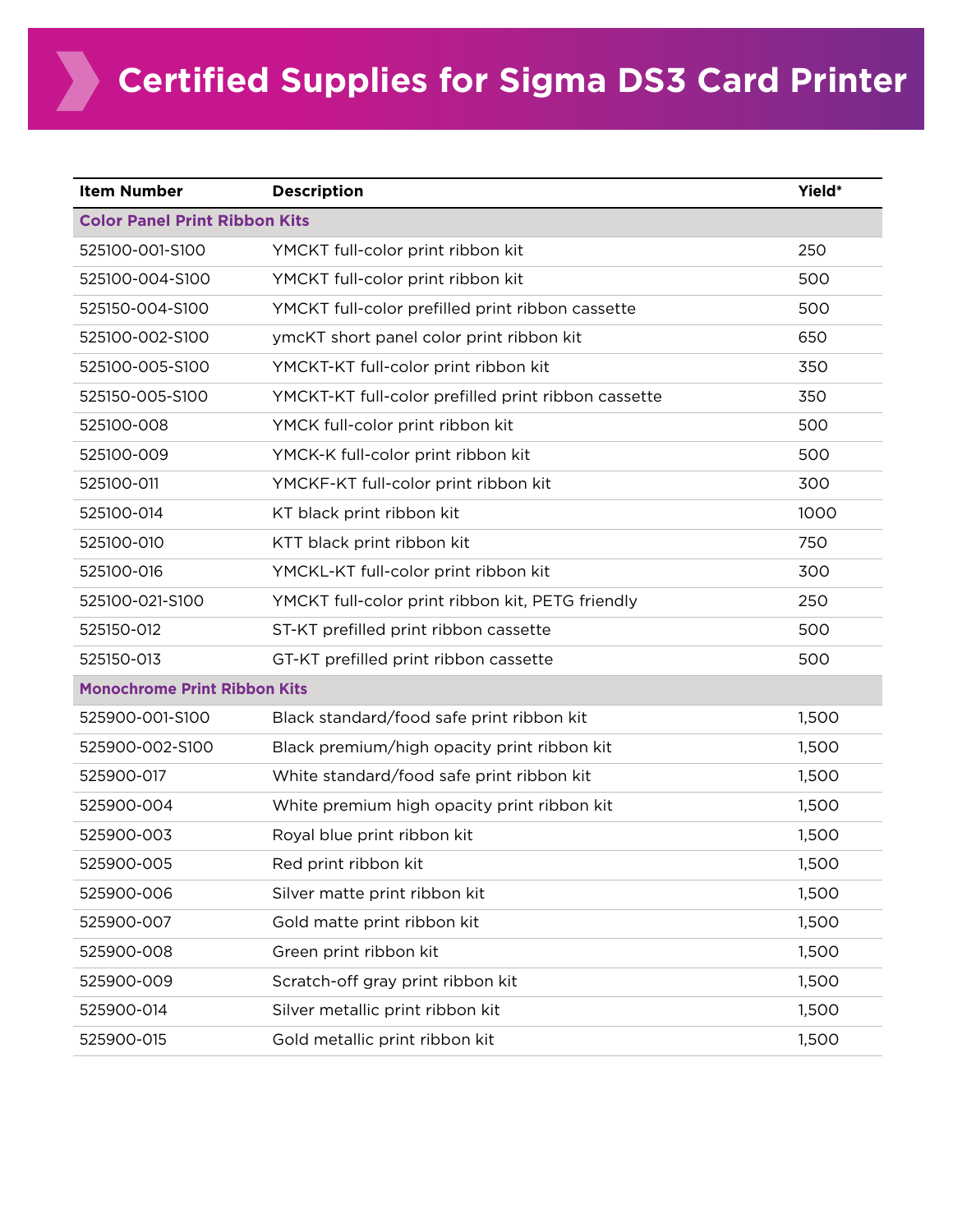# Certified Supplies for Sigma DS3 Card Printer

| Item Number | Description | Yield* |
|---|---|---|
| **Color Panel Print Ribbon Kits** | | |
| 525100-001-S100 | YMCKT full-color print ribbon kit | 250 |
| 525100-004-S100 | YMCKT full-color print ribbon kit | 500 |
| 525150-004-S100 | YMCKT full-color prefilled print ribbon cassette | 500 |
| 525100-002-S100 | ymcKT short panel color print ribbon kit | 650 |
| 525100-005-S100 | YMCKT-KT full-color print ribbon kit | 350 |
| 525150-005-S100 | YMCKT-KT full-color prefilled print ribbon cassette | 350 |
| 525100-008 | YMCK full-color print ribbon kit | 500 |
| 525100-009 | YMCK-K full-color print ribbon kit | 500 |
| 525100-011 | YMCKF-KT full-color print ribbon kit | 300 |
| 525100-014 | KT black print ribbon kit | 1000 |
| 525100-010 | KTT black print ribbon kit | 750 |
| 525100-016 | YMCKL-KT full-color print ribbon kit | 300 |
| 525100-021-S100 | YMCKT full-color print ribbon kit, PETG friendly | 250 |
| 525150-012 | ST-KT prefilled print ribbon cassette | 500 |
| 525150-013 | GT-KT prefilled print ribbon cassette | 500 |
| **Monochrome Print Ribbon Kits** | | |
| 525900-001-S100 | Black standard/food safe print ribbon kit | 1,500 |
| 525900-002-S100 | Black premium/high opacity print ribbon kit | 1,500 |
| 525900-017 | White standard/food safe print ribbon kit | 1,500 |
| 525900-004 | White premium high opacity print ribbon kit | 1,500 |
| 525900-003 | Royal blue print ribbon kit | 1,500 |
| 525900-005 | Red print ribbon kit | 1,500 |
| 525900-006 | Silver matte print ribbon kit | 1,500 |
| 525900-007 | Gold matte print ribbon kit | 1,500 |
| 525900-008 | Green print ribbon kit | 1,500 |
| 525900-009 | Scratch-off gray print ribbon kit | 1,500 |
| 525900-014 | Silver metallic print ribbon kit | 1,500 |
| 525900-015 | Gold metallic print ribbon kit | 1,500 |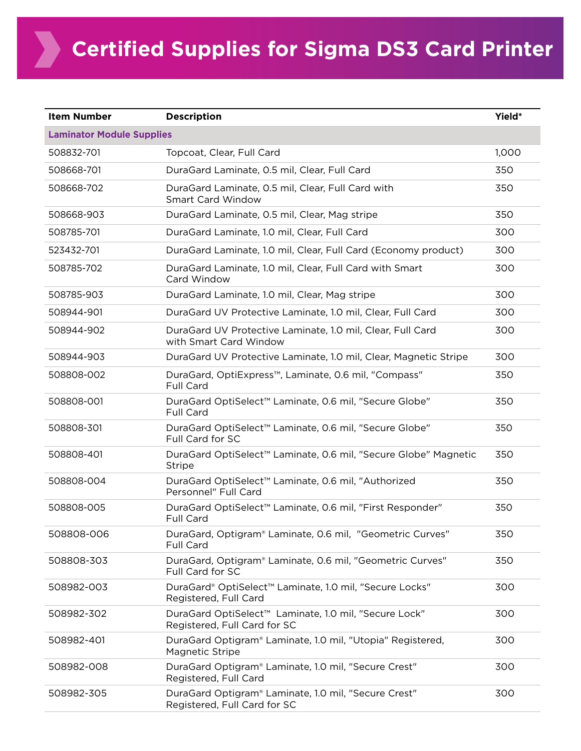# Certified Supplies for Sigma DS3 Card Printer

| Item Number | Description | Yield* |
|---|---|---|
| **Laminator Module Supplies** | | |
| 508832-701 | Topcoat, Clear, Full Card | 1,000 |
| 508668-701 | DuraGard Laminate, 0.5 mil, Clear, Full Card | 350 |
| 508668-702 | DuraGard Laminate, 0.5 mil, Clear, Full Card with Smart Card Window | 350 |
| 508668-903 | DuraGard Laminate, 0.5 mil, Clear, Mag stripe | 350 |
| 508785-701 | DuraGard Laminate, 1.0 mil, Clear, Full Card | 300 |
| 523432-701 | DuraGard Laminate, 1.0 mil, Clear, Full Card (Economy product) | 300 |
| 508785-702 | DuraGard Laminate, 1.0 mil, Clear, Full Card with Smart Card Window | 300 |
| 508785-903 | DuraGard Laminate, 1.0 mil, Clear, Mag stripe | 300 |
| 508944-901 | DuraGard UV Protective Laminate, 1.0 mil, Clear, Full Card | 300 |
| 508944-902 | DuraGard UV Protective Laminate, 1.0 mil, Clear, Full Card with Smart Card Window | 300 |
| 508944-903 | DuraGard UV Protective Laminate, 1.0 mil, Clear, Magnetic Stripe | 300 |
| 508808-002 | DuraGard, OptiExpress™, Laminate, 0.6 mil, "Compass" Full Card | 350 |
| 508808-001 | DuraGard OptiSelect™ Laminate, 0.6 mil, "Secure Globe" Full Card | 350 |
| 508808-301 | DuraGard OptiSelect™ Laminate, 0.6 mil, "Secure Globe" Full Card for SC | 350 |
| 508808-401 | DuraGard OptiSelect™ Laminate, 0.6 mil, "Secure Globe" Magnetic Stripe | 350 |
| 508808-004 | DuraGard OptiSelect™ Laminate, 0.6 mil, "Authorized Personnel" Full Card | 350 |
| 508808-005 | DuraGard OptiSelect™ Laminate, 0.6 mil, "First Responder" Full Card | 350 |
| 508808-006 | DuraGard, Optigram® Laminate, 0.6 mil, "Geometric Curves" Full Card | 350 |
| 508808-303 | DuraGard, Optigram® Laminate, 0.6 mil, "Geometric Curves" Full Card for SC | 350 |
| 508982-003 | DuraGard® OptiSelect™ Laminate, 1.0 mil, "Secure Locks" Registered, Full Card | 300 |
| 508982-302 | DuraGard OptiSelect™ Laminate, 1.0 mil, "Secure Lock" Registered, Full Card for SC | 300 |
| 508982-401 | DuraGard Optigram® Laminate, 1.0 mil, "Utopia" Registered, Magnetic Stripe | 300 |
| 508982-008 | DuraGard Optigram® Laminate, 1.0 mil, "Secure Crest" Registered, Full Card | 300 |
| 508982-305 | DuraGard Optigram® Laminate, 1.0 mil, "Secure Crest" Registered, Full Card for SC | 300 |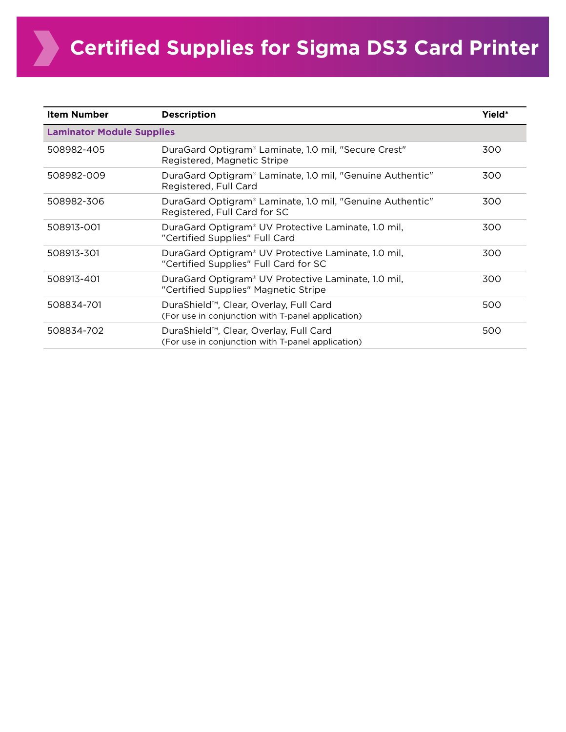# Certified Supplies for Sigma DS3 Card Printer

| Item Number | Description | Yield* |
| --- | --- | --- |
| **Laminator Module Supplies** | | |
| 508982-405 | DuraGard Optigram® Laminate, 1.0 mil, "Secure Crest" Registered, Magnetic Stripe | 300 |
| 508982-009 | DuraGard Optigram® Laminate, 1.0 mil, "Genuine Authentic" Registered, Full Card | 300 |
| 508982-306 | DuraGard Optigram® Laminate, 1.0 mil, "Genuine Authentic" Registered, Full Card for SC | 300 |
| 508913-001 | DuraGard Optigram® UV Protective Laminate, 1.0 mil, "Certified Supplies" Full Card | 300 |
| 508913-301 | DuraGard Optigram® UV Protective Laminate, 1.0 mil, "Certified Supplies" Full Card for SC | 300 |
| 508913-401 | DuraGard Optigram® UV Protective Laminate, 1.0 mil, "Certified Supplies" Magnetic Stripe | 300 |
| 508834-701 | DuraShield™, Clear, Overlay, Full Card (For use in conjunction with T-panel application) | 500 |
| 508834-702 | DuraShield™, Clear, Overlay, Full Card (For use in conjunction with T-panel application) | 500 |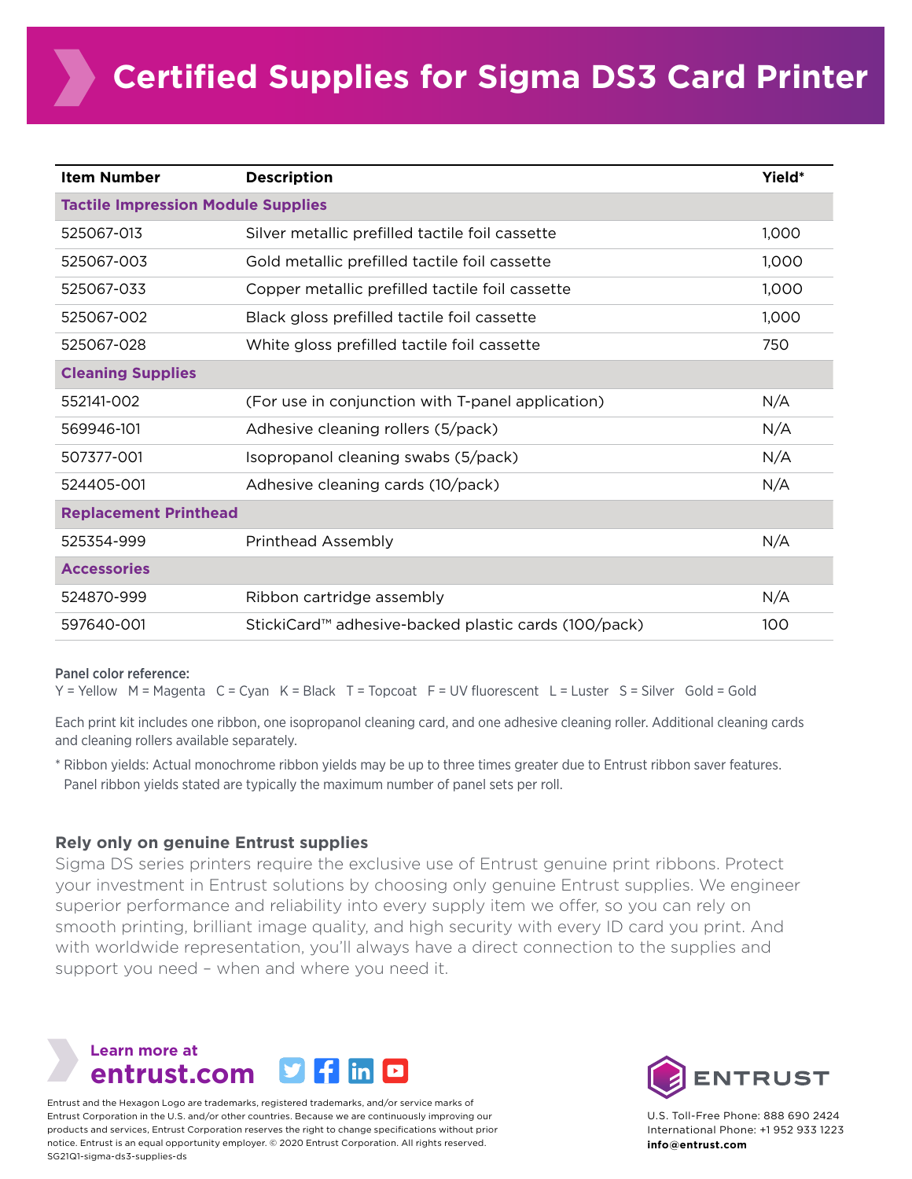# Certified Supplies for Sigma DS3 Card Printer

| Item Number | Description | Yield* |
|---|---|---|
| **Tactile Impression Module Supplies** | | |
| 525067-013 | Silver metallic prefilled tactile foil cassette | 1,000 |
| 525067-003 | Gold metallic prefilled tactile foil cassette | 1,000 |
| 525067-033 | Copper metallic prefilled tactile foil cassette | 1,000 |
| 525067-002 | Black gloss prefilled tactile foil cassette | 1,000 |
| 525067-028 | White gloss prefilled tactile foil cassette | 750 |
| **Cleaning Supplies** | | |
| 552141-002 | (For use in conjunction with T-panel application) | N/A |
| 569946-101 | Adhesive cleaning rollers (5/pack) | N/A |
| 507377-001 | Isopropanol cleaning swabs (5/pack) | N/A |
| 524405-001 | Adhesive cleaning cards (10/pack) | N/A |
| **Replacement Printhead** | | |
| 525354-999 | Printhead Assembly | N/A |
| **Accessories** | | |
| 524870-999 | Ribbon cartridge assembly | N/A |
| 597640-001 | StickiCard™ adhesive-backed plastic cards (100/pack) | 100 |

**Panel color reference:**
Y = Yellow M = Magenta C = Cyan K = Black T = Topcoat F = UV fluorescent L = Luster S = Silver Gold = Gold

Each print kit includes one ribbon, one isopropanol cleaning card, and one adhesive cleaning roller. Additional cleaning cards and cleaning rollers available separately.

* Ribbon yields: Actual monochrome ribbon yields may be up to three times greater due to Entrust ribbon saver features. Panel ribbon yields stated are typically the maximum number of panel sets per roll.

## Rely only on genuine Entrust supplies

Sigma DS series printers require the exclusive use of Entrust genuine print ribbons. Protect your investment in Entrust solutions by choosing only genuine Entrust supplies. We engineer superior performance and reliability into every supply item we offer, so you can rely on smooth printing, brilliant image quality, and high security with every ID card you print. And with worldwide representation, you'll always have a direct connection to the supplies and support you need – when and where you need it.

**Learn more at**
**entrust.com**

Entrust and the Hexagon Logo are trademarks, registered trademarks, and/or service marks of Entrust Corporation in the U.S. and/or other countries. Because we are continuously improving our products and services, Entrust Corporation reserves the right to change specifications without prior notice. Entrust is an equal opportunity employer. © 2020 Entrust Corporation. All rights reserved.
SG21Q1-sigma-ds3-supplies-ds

ENTRUST

U.S. Toll-Free Phone: 888 690 2424
International Phone: +1 952 933 1223
**info@entrust.com**